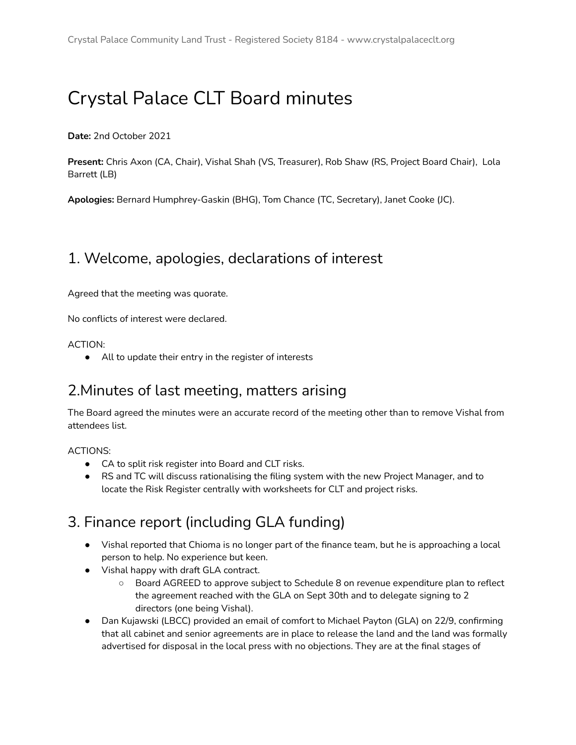# Crystal Palace CLT Board minutes

**Date:** 2nd October 2021

**Present:** Chris Axon (CA, Chair), Vishal Shah (VS, Treasurer), Rob Shaw (RS, Project Board Chair), Lola Barrett (LB)

**Apologies:** Bernard Humphrey-Gaskin (BHG), Tom Chance (TC, Secretary), Janet Cooke (JC).

## 1. Welcome, apologies, declarations of interest

Agreed that the meeting was quorate.

No conflicts of interest were declared.

ACTION:

- All to update their entry in the register of interests

## 2.Minutes of last meeting, matters arising

The Board agreed the minutes were an accurate record of the meeting other than to remove Vishal from attendees list.

ACTIONS:

- CA to split risk register into Board and CLT risks.
- RS and TC will discuss rationalising the filing system with the new Project Manager, and to locate the Risk Register centrally with worksheets for CLT and project risks.

## 3. Finance report (including GLA funding)

- Vishal reported that Chioma is no longer part of the finance team, but he is approaching a local person to help. No experience but keen.
- Vishal happy with draft GLA contract.
  - Board AGREED to approve subject to Schedule 8 on revenue expenditure plan to reflect the agreement reached with the GLA on Sept 30th and to delegate signing to 2 directors (one being Vishal).
- Dan Kujawski (LBCC) provided an email of comfort to Michael Payton (GLA) on 22/9, confirming that all cabinet and senior agreements are in place to release the land and the land was formally advertised for disposal in the local press with no objections. They are at the final stages of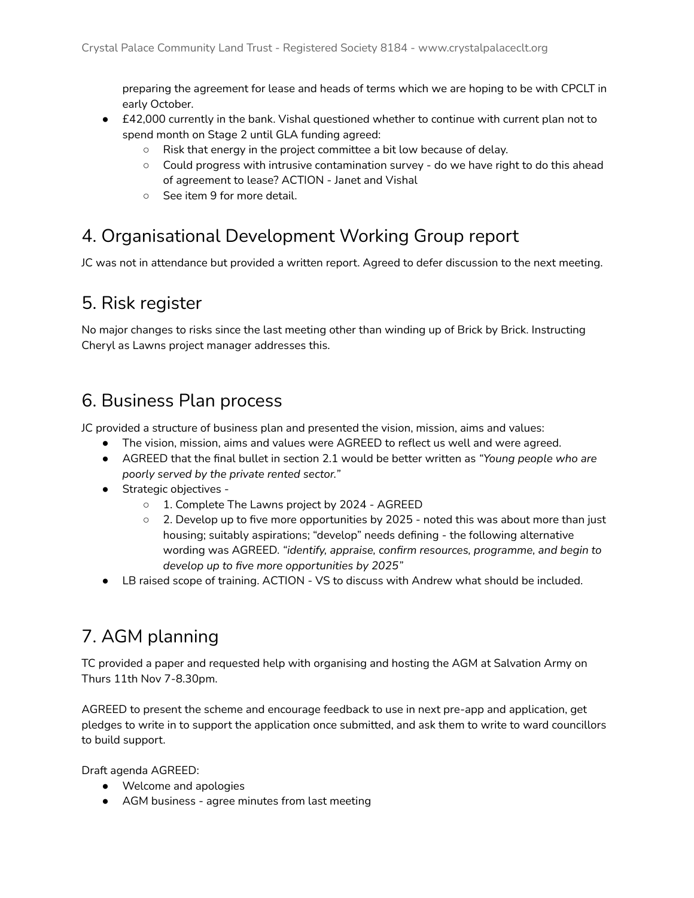preparing the agreement for lease and heads of terms which we are hoping to be with CPCLT in early October.

- £42,000 currently in the bank. Vishal questioned whether to continue with current plan not to spend month on Stage 2 until GLA funding agreed:
  - Risk that energy in the project committee a bit low because of delay.
  - Could progress with intrusive contamination survey - do we have right to do this ahead of agreement to lease? ACTION - Janet and Vishal
  - See item 9 for more detail.

## 4. Organisational Development Working Group report

JC was not in attendance but provided a written report. Agreed to defer discussion to the next meeting.

## 5. Risk register

No major changes to risks since the last meeting other than winding up of Brick by Brick. Instructing Cheryl as Lawns project manager addresses this.

## 6. Business Plan process

JC provided a structure of business plan and presented the vision, mission, aims and values:

- The vision, mission, aims and values were AGREED to reflect us well and were agreed.
- AGREED that the final bullet in section 2.1 would be better written as *"Young people who are poorly served by the private rented sector."*
- Strategic objectives -
  - 1. Complete The Lawns project by 2024 - AGREED
  - 2. Develop up to five more opportunities by 2025 - noted this was about more than just housing; suitably aspirations; "develop" needs defining - the following alternative wording was AGREED. *"identify, appraise, confirm resources, programme, and begin to develop up to five more opportunities by 2025"*
- LB raised scope of training. ACTION - VS to discuss with Andrew what should be included.

## 7. AGM planning

TC provided a paper and requested help with organising and hosting the AGM at Salvation Army on Thurs 11th Nov 7-8.30pm.

AGREED to present the scheme and encourage feedback to use in next pre-app and application, get pledges to write in to support the application once submitted, and ask them to write to ward councillors to build support.

Draft agenda AGREED:

- Welcome and apologies
- AGM business - agree minutes from last meeting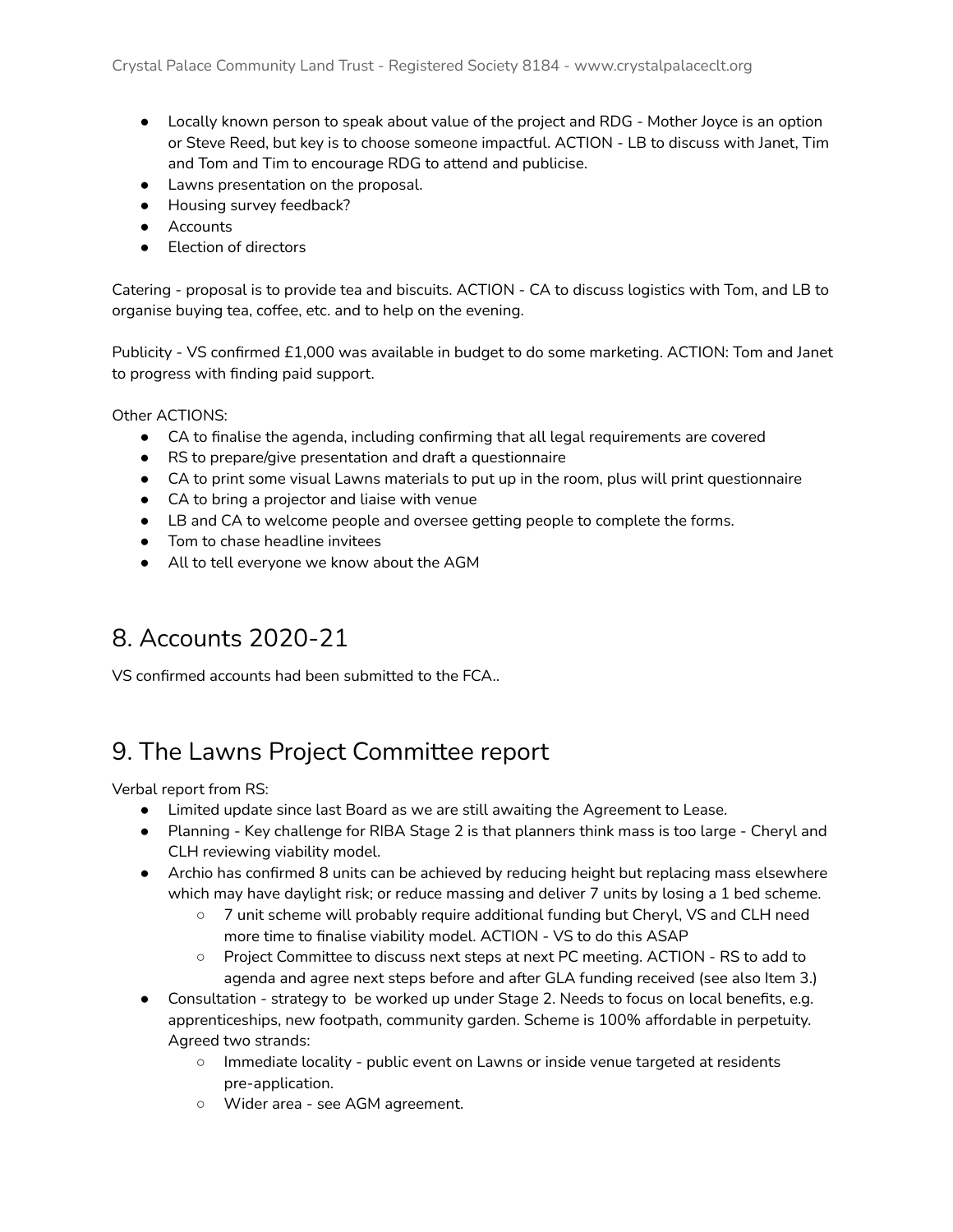- Locally known person to speak about value of the project and RDG - Mother Joyce is an option or Steve Reed, but key is to choose someone impactful. ACTION - LB to discuss with Janet, Tim and Tom and Tim to encourage RDG to attend and publicise.
- Lawns presentation on the proposal.
- Housing survey feedback?
- Accounts
- Election of directors

Catering - proposal is to provide tea and biscuits. ACTION - CA to discuss logistics with Tom, and LB to organise buying tea, coffee, etc. and to help on the evening.

Publicity - VS confirmed £1,000 was available in budget to do some marketing. ACTION: Tom and Janet to progress with finding paid support.

Other ACTIONS:

- CA to finalise the agenda, including confirming that all legal requirements are covered
- RS to prepare/give presentation and draft a questionnaire
- CA to print some visual Lawns materials to put up in the room, plus will print questionnaire
- CA to bring a projector and liaise with venue
- LB and CA to welcome people and oversee getting people to complete the forms.
- Tom to chase headline invitees
- All to tell everyone we know about the AGM

## 8. Accounts 2020-21

VS confirmed accounts had been submitted to the FCA..

## 9. The Lawns Project Committee report

Verbal report from RS:

- Limited update since last Board as we are still awaiting the Agreement to Lease.
- Planning - Key challenge for RIBA Stage 2 is that planners think mass is too large - Cheryl and CLH reviewing viability model.
- Archio has confirmed 8 units can be achieved by reducing height but replacing mass elsewhere which may have daylight risk; or reduce massing and deliver 7 units by losing a 1 bed scheme.
    - 7 unit scheme will probably require additional funding but Cheryl, VS and CLH need more time to finalise viability model. ACTION - VS to do this ASAP
    - Project Committee to discuss next steps at next PC meeting. ACTION - RS to add to agenda and agree next steps before and after GLA funding received (see also Item 3.)
- Consultation - strategy to be worked up under Stage 2. Needs to focus on local benefits, e.g. apprenticeships, new footpath, community garden. Scheme is 100% affordable in perpetuity. Agreed two strands:
    - Immediate locality - public event on Lawns or inside venue targeted at residents pre-application.
    - Wider area - see AGM agreement.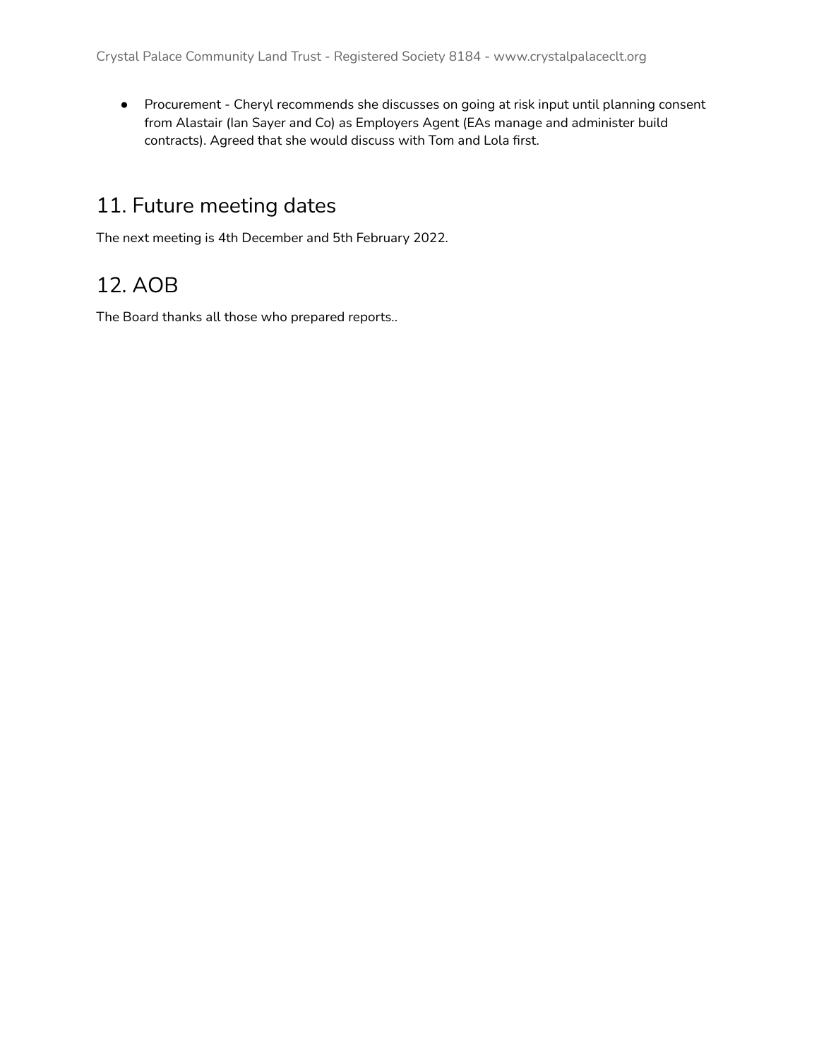- Procurement - Cheryl recommends she discusses on going at risk input until planning consent from Alastair (Ian Sayer and Co) as Employers Agent (EAs manage and administer build contracts). Agreed that she would discuss with Tom and Lola first.

## 11. Future meeting dates

The next meeting is 4th December and 5th February 2022.

## 12. AOB

The Board thanks all those who prepared reports..